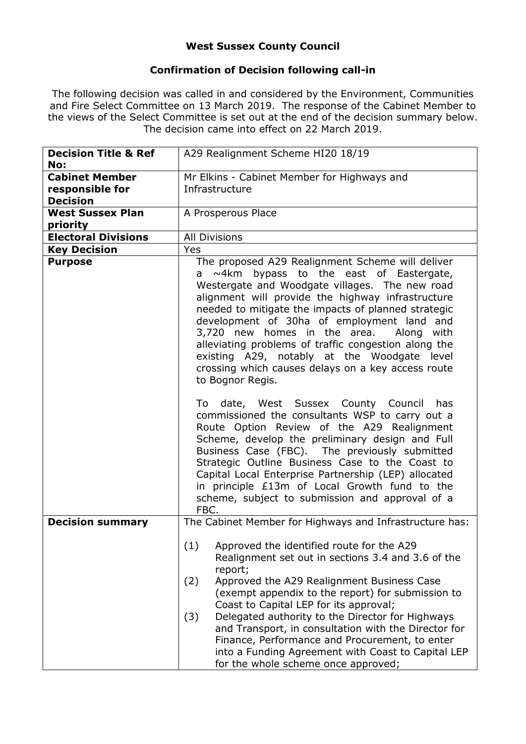# West Sussex County Council

## Confirmation of Decision following call-in

The following decision was called in and considered by the Environment, Communities and Fire Select Committee on 13 March 2019. The response of the Cabinet Member to the views of the Select Committee is set out at the end of the decision summary below. The decision came into effect on 22 March 2019.

| **Decision Title & Ref No:** | A29 Realignment Scheme HI20 18/19 |
|---|---|
| **Cabinet Member responsible for Decision** | Mr Elkins - Cabinet Member for Highways and Infrastructure |
| **West Sussex Plan priority** | A Prosperous Place |
| **Electoral Divisions** | All Divisions |
| **Key Decision** | Yes |
| **Purpose** | The proposed A29 Realignment Scheme will deliver a ~4km bypass to the east of Eastergate, Westergate and Woodgate villages. The new road alignment will provide the highway infrastructure needed to mitigate the impacts of planned strategic development of 30ha of employment land and 3,720 new homes in the area. Along with alleviating problems of traffic congestion along the existing A29, notably at the Woodgate level crossing which causes delays on a key access route to Bognor Regis.<br><br>To date, West Sussex County Council has commissioned the consultants WSP to carry out a Route Option Review of the A29 Realignment Scheme, develop the preliminary design and Full Business Case (FBC). The previously submitted Strategic Outline Business Case to the Coast to Capital Local Enterprise Partnership (LEP) allocated in principle £13m of Local Growth fund to the scheme, subject to submission and approval of a FBC. |
| **Decision summary** | The Cabinet Member for Highways and Infrastructure has:<br><br>(1) Approved the identified route for the A29 Realignment set out in sections 3.4 and 3.6 of the report;<br>(2) Approved the A29 Realignment Business Case (exempt appendix to the report) for submission to Coast to Capital LEP for its approval;<br>(3) Delegated authority to the Director for Highways and Transport, in consultation with the Director for Finance, Performance and Procurement, to enter into a Funding Agreement with Coast to Capital LEP for the whole scheme once approved; |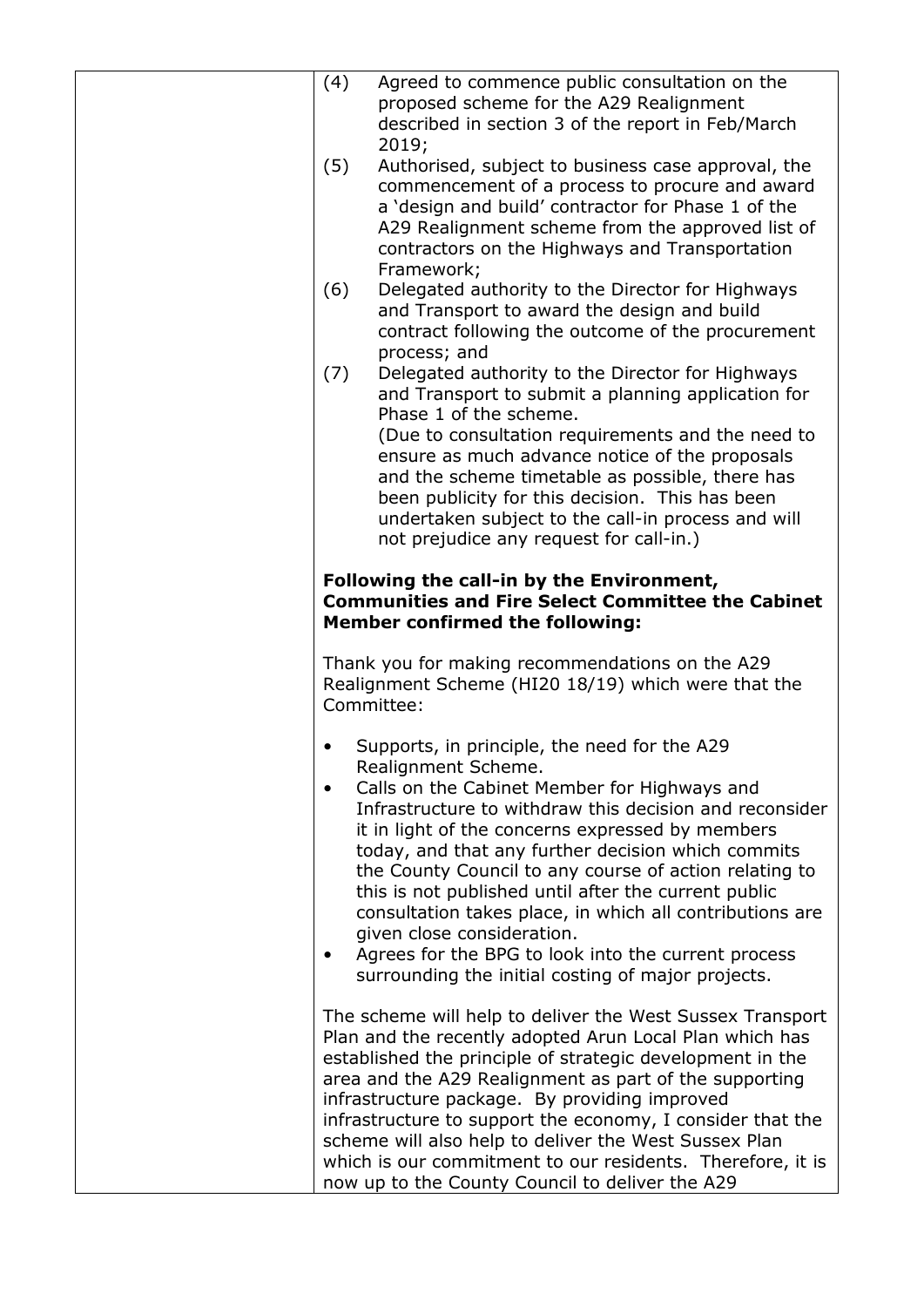| | (4) Agreed to commence public consultation on the proposed scheme for the A29 Realignment described in section 3 of the report in Feb/March 2019;<br>(5) Authorised, subject to business case approval, the commencement of a process to procure and award a 'design and build' contractor for Phase 1 of the A29 Realignment scheme from the approved list of contractors on the Highways and Transportation Framework;<br>(6) Delegated authority to the Director for Highways and Transport to award the design and build contract following the outcome of the procurement process; and<br>(7) Delegated authority to the Director for Highways and Transport to submit a planning application for Phase 1 of the scheme.<br>(Due to consultation requirements and the need to ensure as much advance notice of the proposals and the scheme timetable as possible, there has been publicity for this decision. This has been undertaken subject to the call-in process and will not prejudice any request for call-in.)<br><br>**Following the call-in by the Environment, Communities and Fire Select Committee the Cabinet Member confirmed the following:**<br><br>Thank you for making recommendations on the A29 Realignment Scheme (HI20 18/19) which were that the Committee:<br><br>• Supports, in principle, the need for the A29 Realignment Scheme.<br>• Calls on the Cabinet Member for Highways and Infrastructure to withdraw this decision and reconsider it in light of the concerns expressed by members today, and that any further decision which commits the County Council to any course of action relating to this is not published until after the current public consultation takes place, in which all contributions are given close consideration.<br>• Agrees for the BPG to look into the current process surrounding the initial costing of major projects.<br><br>The scheme will help to deliver the West Sussex Transport Plan and the recently adopted Arun Local Plan which has established the principle of strategic development in the area and the A29 Realignment as part of the supporting infrastructure package. By providing improved infrastructure to support the economy, I consider that the scheme will also help to deliver the West Sussex Plan which is our commitment to our residents. Therefore, it is now up to the County Council to deliver the A29 |
|---|---|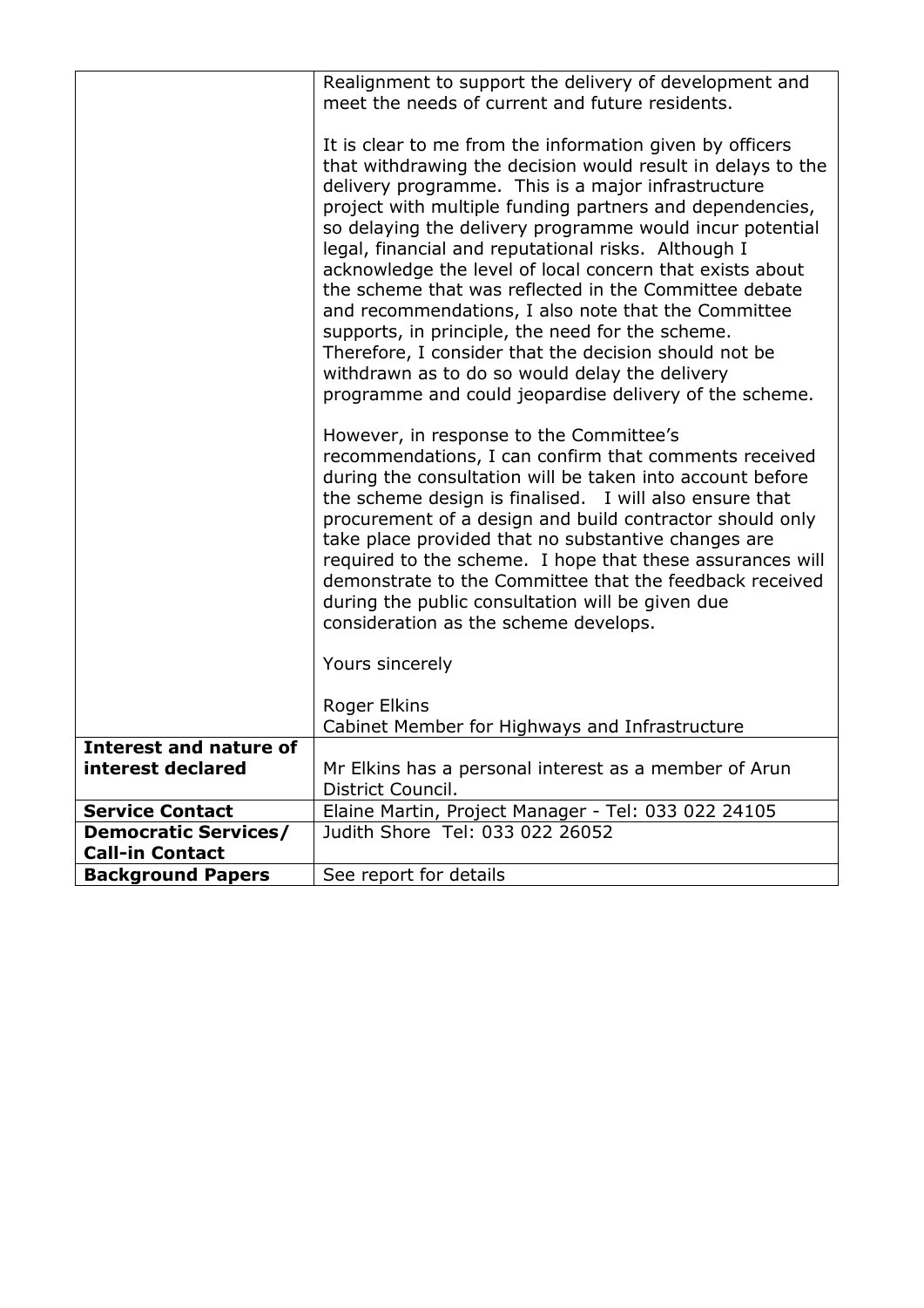| | |
|---|---|
| | Realignment to support the delivery of development and meet the needs of current and future residents.<br><br>It is clear to me from the information given by officers that withdrawing the decision would result in delays to the delivery programme. This is a major infrastructure project with multiple funding partners and dependencies, so delaying the delivery programme would incur potential legal, financial and reputational risks. Although I acknowledge the level of local concern that exists about the scheme that was reflected in the Committee debate and recommendations, I also note that the Committee supports, in principle, the need for the scheme. Therefore, I consider that the decision should not be withdrawn as to do so would delay the delivery programme and could jeopardise delivery of the scheme.<br><br>However, in response to the Committee's recommendations, I can confirm that comments received during the consultation will be taken into account before the scheme design is finalised. I will also ensure that procurement of a design and build contractor should only take place provided that no substantive changes are required to the scheme. I hope that these assurances will demonstrate to the Committee that the feedback received during the public consultation will be given due consideration as the scheme develops.<br><br>Yours sincerely<br><br>Roger Elkins<br>Cabinet Member for Highways and Infrastructure |
| **Interest and nature of interest declared** | Mr Elkins has a personal interest as a member of Arun District Council. |
| **Service Contact** | Elaine Martin, Project Manager - Tel: 033 022 24105 |
| **Democratic Services/ Call-in Contact** | Judith Shore Tel: 033 022 26052 |
| **Background Papers** | See report for details |